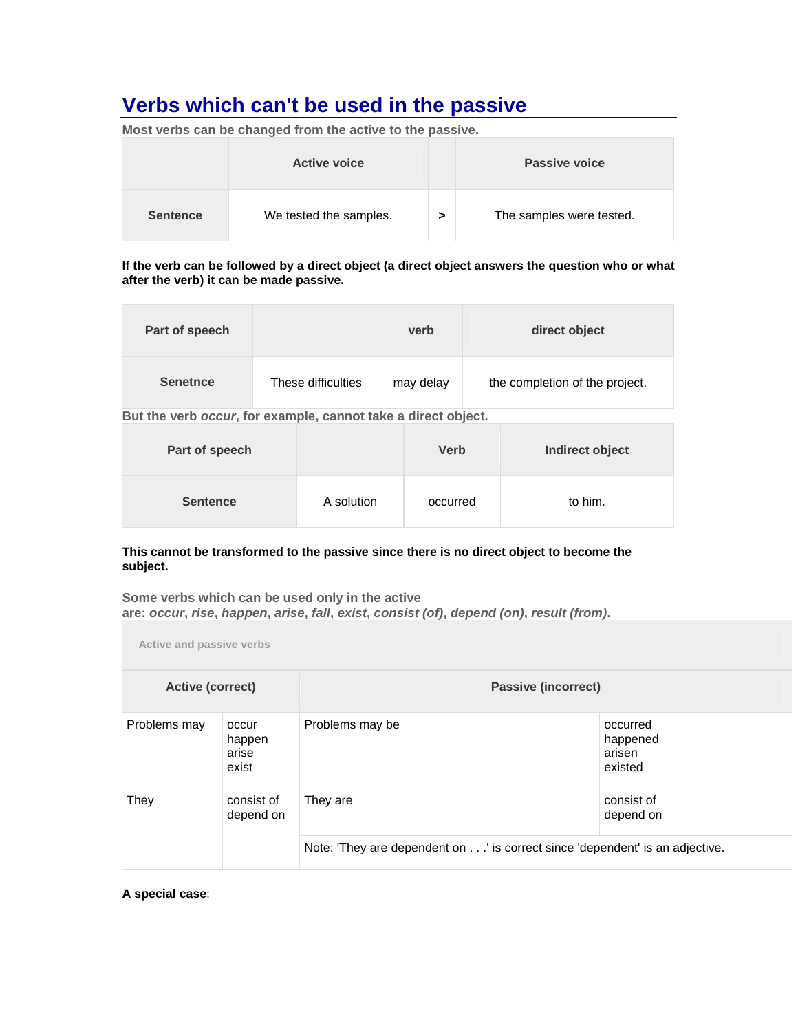# Verbs which can't be used in the passive

**Most verbs can be changed from the active to the passive.**

| | Active voice | | Passive voice |
|---|---|---|---|
| **Sentence** | We tested the samples. | **>** | The samples were tested. |

**If the verb can be followed by a direct object (a direct object answers the question who or what after the verb) it can be made passive.**

| Part of speech | | verb | direct object |
|---|---|---|---|
| **Senetnce** | These difficulties | may delay | the completion of the project. |

**But the verb *occur*, for example, cannot take a direct object.**

| Part of speech | | Verb | Indirect object |
|---|---|---|---|
| **Sentence** | A solution | occurred | to him. |

**This cannot be transformed to the passive since there is no direct object to become the subject.**

**Some verbs which can be used only in the active are: *occur*, *rise*, *happen*, *arise*, *fall*, *exist*, *consist (of)*, *depend (on)*, *result (from)*.**

Active and passive verbs

| Active (correct) | | Passive (incorrect) | |
|---|---|---|---|
| Problems may | occur<br>happen<br>arise<br>exist | Problems may be | occurred<br>happened<br>arisen<br>existed |
| They | consist of<br>depend on | They are | consist of<br>depend on |
| | | Note: 'They are dependent on . . .' is correct since 'dependent' is an adjective. | |

**A special case**: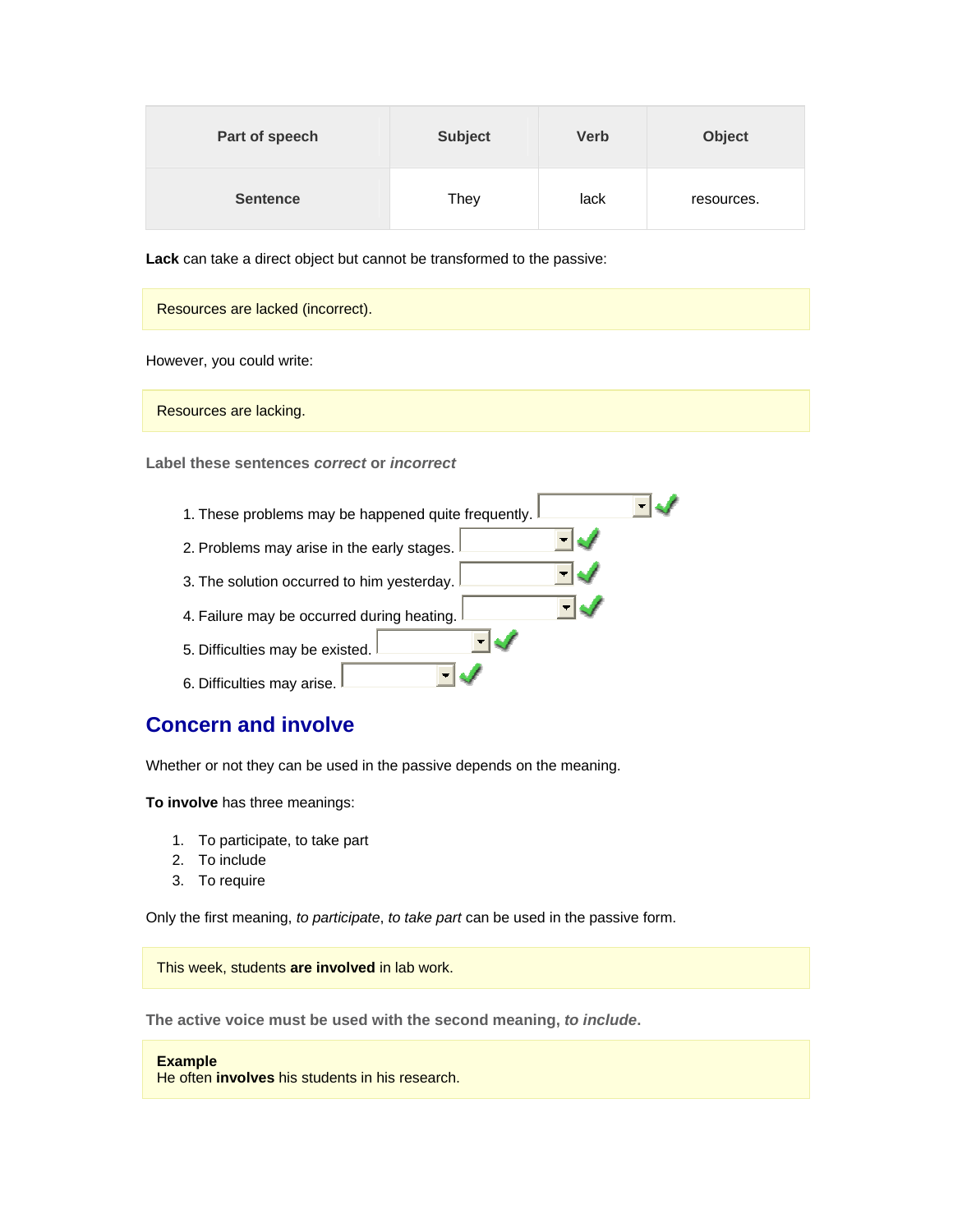| Part of speech | Subject | Verb | Object |
|---|---|---|---|
| Sentence | They | lack | resources. |

**Lack** can take a direct object but cannot be transformed to the passive:

Resources are lacked (incorrect).

However, you could write:

Resources are lacking.

**Label these sentences *correct* or *incorrect***

1. These problems may be happened quite frequently.
2. Problems may arise in the early stages.
3. The solution occurred to him yesterday.
4. Failure may be occurred during heating.
5. Difficulties may be existed.
6. Difficulties may arise.

## Concern and involve

Whether or not they can be used in the passive depends on the meaning.

**To involve** has three meanings:

1. To participate, to take part
2. To include
3. To require

Only the first meaning, *to participate*, *to take part* can be used in the passive form.

This week, students **are involved** in lab work.

**The active voice must be used with the second meaning, *to include*.**

**Example**
He often **involves** his students in his research.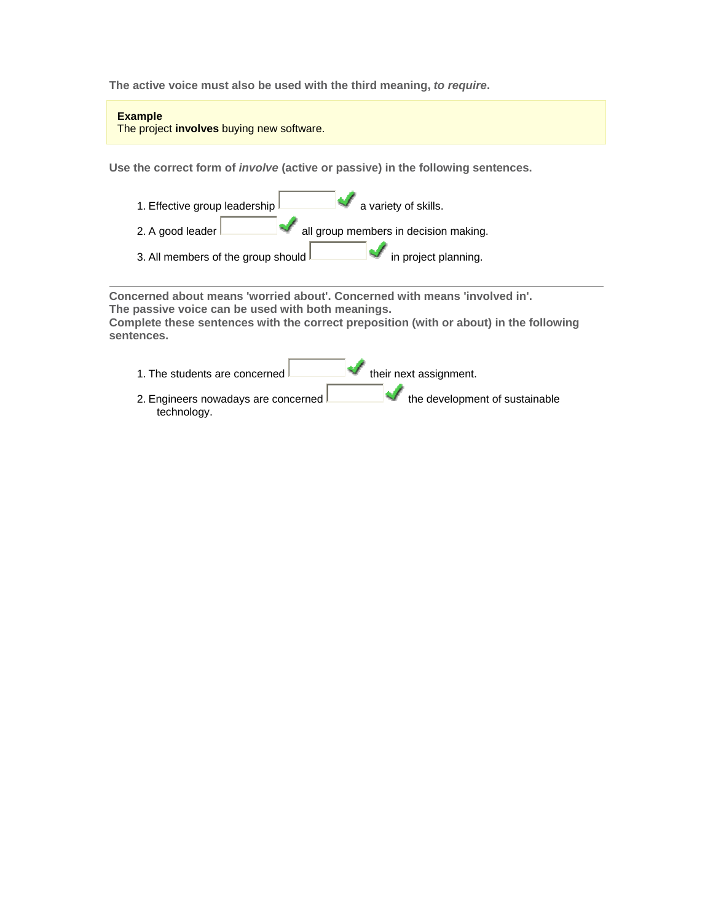**The active voice must also be used with the third meaning, *to require*.**

**Example**
The project **involves** buying new software.

**Use the correct form of *involve* (active or passive) in the following sentences.**

1. Effective group leadership ______ a variety of skills.
2. A good leader ______ all group members in decision making.
3. All members of the group should ______ in project planning.

---

**Concerned about means 'worried about'. Concerned with means 'involved in'.**
**The passive voice can be used with both meanings.**
**Complete these sentences with the correct preposition (with or about) in the following sentences.**

1. The students are concerned ______ their next assignment.
2. Engineers nowadays are concerned ______ the development of sustainable technology.